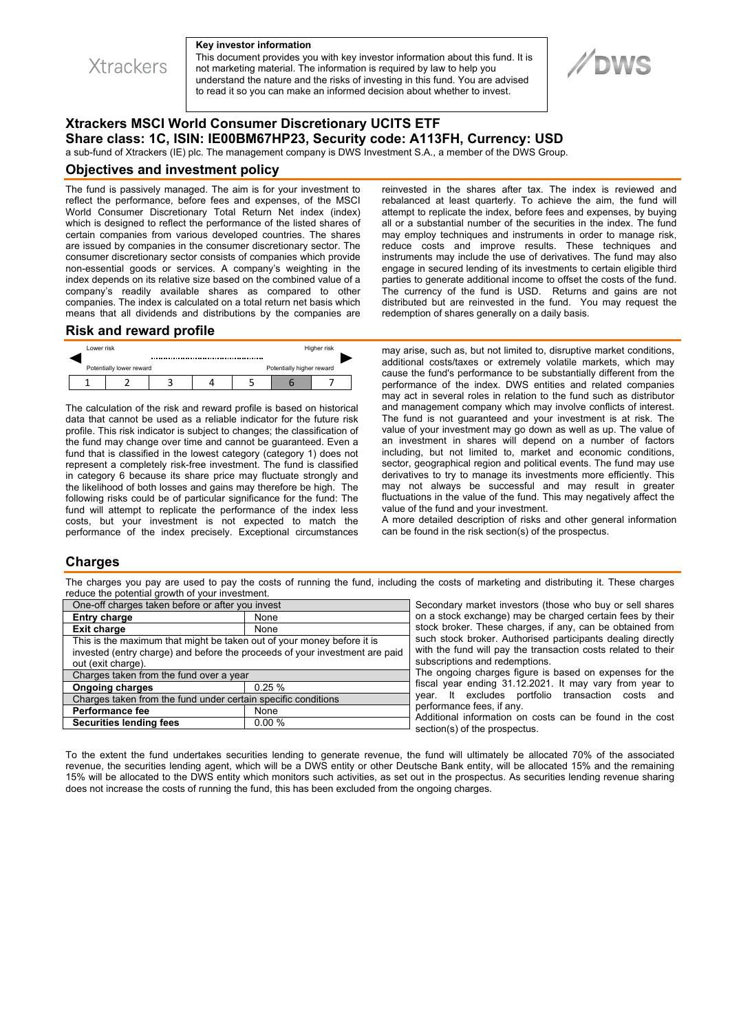Xtrackers

**Key investor information**

This document provides you with key investor information about this fund. It is not marketing material. The information is required by law to help you understand the nature and the risks of investing in this fund. You are advised to read it so you can make an informed decision about whether to invest.

DWS

# Xtrackers MSCI World Consumer Discretionary UCITS ETF

## Share class: 1C, ISIN: IE00BM67HP23, Security code: A113FH, Currency: USD

a sub-fund of Xtrackers (IE) plc. The management company is DWS Investment S.A., a member of the DWS Group.

## Objectives and investment policy

The fund is passively managed. The aim is for your investment to reflect the performance, before fees and expenses, of the MSCI World Consumer Discretionary Total Return Net index (index) which is designed to reflect the performance of the listed shares of certain companies from various developed countries. The shares are issued by companies in the consumer discretionary sector. The consumer discretionary sector consists of companies which provide non-essential goods or services. A company's weighting in the index depends on its relative size based on the combined value of a company's readily available shares as compared to other companies. The index is calculated on a total return net basis which means that all dividends and distributions by the companies are reinvested in the shares after tax. The index is reviewed and rebalanced at least quarterly. To achieve the aim, the fund will attempt to replicate the index, before fees and expenses, by buying all or a substantial number of the securities in the index. The fund may employ techniques and instruments in order to manage risk, reduce costs and improve results. These techniques and instruments may include the use of derivatives. The fund may also engage in secured lending of its investments to certain eligible third parties to generate additional income to offset the costs of the fund. The currency of the fund is USD. Returns and gains are not distributed but are reinvested in the fund. You may request the redemption of shares generally on a daily basis.

## Risk and reward profile

| Lower risk | | | | | | Higher risk |
|---|---|---|---|---|---|---|
| Potentially lower reward | | | | | | Potentially higher reward |
| 1 | 2 | 3 | 4 | 5 | **6** | 7 |

The calculation of the risk and reward profile is based on historical data that cannot be used as a reliable indicator for the future risk profile. This risk indicator is subject to changes; the classification of the fund may change over time and cannot be guaranteed. Even a fund that is classified in the lowest category (category 1) does not represent a completely risk-free investment. The fund is classified in category 6 because its share price may fluctuate strongly and the likelihood of both losses and gains may therefore be high. The following risks could be of particular significance for the fund: The fund will attempt to replicate the performance of the index less costs, but your investment is not expected to match the performance of the index precisely. Exceptional circumstances may arise, such as, but not limited to, disruptive market conditions, additional costs/taxes or extremely volatile markets, which may cause the fund's performance to be substantially different from the performance of the index. DWS entities and related companies may act in several roles in relation to the fund such as distributor and management company which may involve conflicts of interest. The fund is not guaranteed and your investment is at risk. The value of your investment may go down as well as up. The value of an investment in shares will depend on a number of factors including, but not limited to, market and economic conditions, sector, geographical region and political events. The fund may use derivatives to try to manage its investments more efficiently. This may not always be successful and may result in greater fluctuations in the value of the fund. This may negatively affect the value of the fund and your investment.

A more detailed description of risks and other general information can be found in the risk section(s) of the prospectus.

## Charges

The charges you pay are used to pay the costs of running the fund, including the costs of marketing and distributing it. These charges reduce the potential growth of your investment.

| One-off charges taken before or after you invest | |
|---|---|
| **Entry charge** | None |
| **Exit charge** | None |
| This is the maximum that might be taken out of your money before it is invested (entry charge) and before the proceeds of your investment are paid out (exit charge). | |
| Charges taken from the fund over a year | |
| **Ongoing charges** | 0.25 % |
| Charges taken from the fund under certain specific conditions | |
| **Performance fee** | None |
| **Securities lending fees** | 0.00 % |

Secondary market investors (those who buy or sell shares on a stock exchange) may be charged certain fees by their stock broker. These charges, if any, can be obtained from such stock broker. Authorised participants dealing directly with the fund will pay the transaction costs related to their subscriptions and redemptions.

The ongoing charges figure is based on expenses for the fiscal year ending 31.12.2021. It may vary from year to year. It excludes portfolio transaction costs and performance fees, if any.

Additional information on costs can be found in the cost section(s) of the prospectus.

To the extent the fund undertakes securities lending to generate revenue, the fund will ultimately be allocated 70% of the associated revenue, the securities lending agent, which will be a DWS entity or other Deutsche Bank entity, will be allocated 15% and the remaining 15% will be allocated to the DWS entity which monitors such activities, as set out in the prospectus. As securities lending revenue sharing does not increase the costs of running the fund, this has been excluded from the ongoing charges.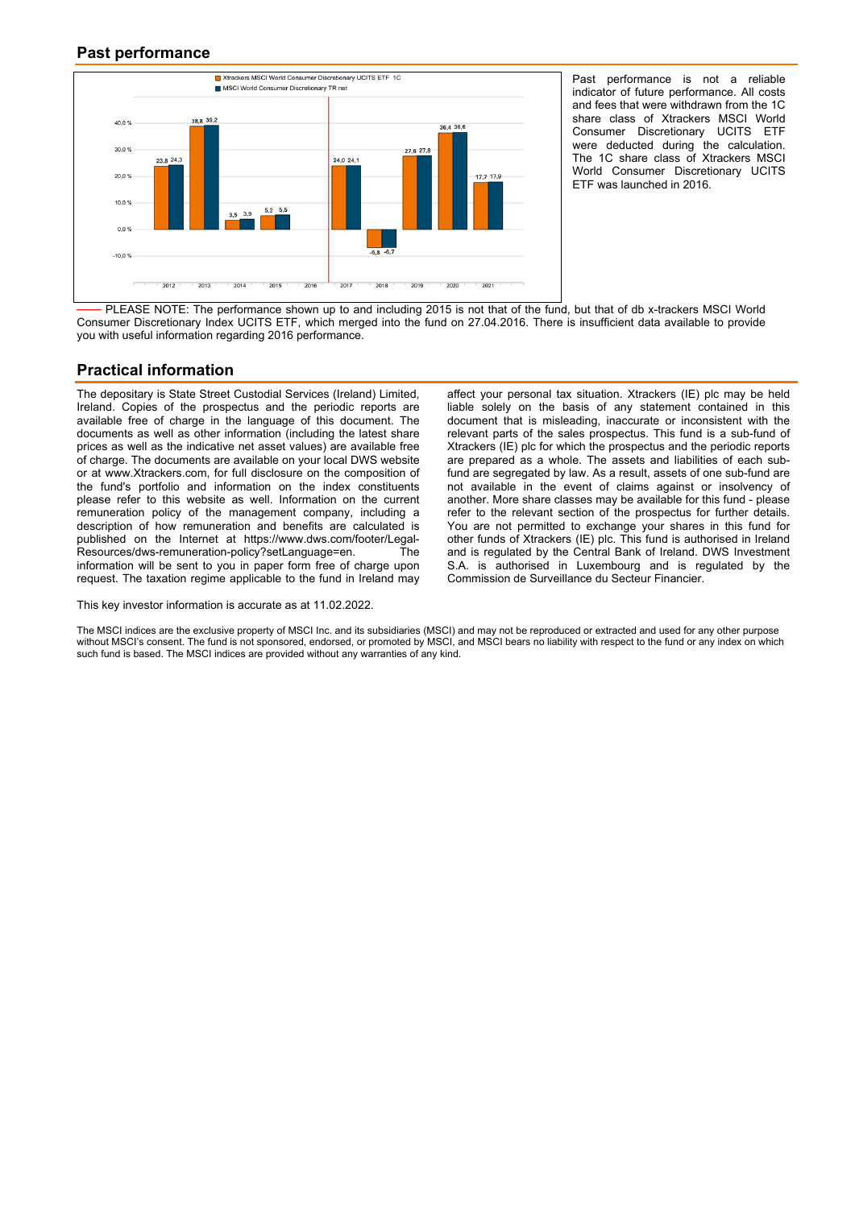## Past performance

Xtrackers MSCI World Consumer Discretionary UCITS ETF 1C
MSCI World Consumer Discretionary TR net

40,0 %
30,0 %
20,0 %
10,0 %
0,0 %
-10,0 %

23,8 24,3
38,8 39,2
3,5 3,9
5,2 5,5
24,0 24,1
-6,8 -6,7
27,6 27,8
36,4 36,6
17,7 17,9

2012 2013 2014 2015 2016 2017 2018 2019 2020 2021

Past performance is not a reliable indicator of future performance. All costs and fees that were withdrawn from the 1C share class of Xtrackers MSCI World Consumer Discretionary UCITS ETF were deducted during the calculation. The 1C share class of Xtrackers MSCI World Consumer Discretionary UCITS ETF was launched in 2016.

—— PLEASE NOTE: The performance shown up to and including 2015 is not that of the fund, but that of db x-trackers MSCI World Consumer Discretionary Index UCITS ETF, which merged into the fund on 27.04.2016. There is insufficient data available to provide you with useful information regarding 2016 performance.

## Practical information

The depositary is State Street Custodial Services (Ireland) Limited, Ireland. Copies of the prospectus and the periodic reports are available free of charge in the language of this document. The documents as well as other information (including the latest share prices as well as the indicative net asset values) are available free of charge. The documents are available on your local DWS website or at www.Xtrackers.com, for full disclosure on the composition of the fund's portfolio and information on the index constituents please refer to this website as well. Information on the current remuneration policy of the management company, including a description of how remuneration and benefits are calculated is published on the Internet at https://www.dws.com/footer/Legal-Resources/dws-remuneration-policy?setLanguage=en. The information will be sent to you in paper form free of charge upon request. The taxation regime applicable to the fund in Ireland may affect your personal tax situation. Xtrackers (IE) plc may be held liable solely on the basis of any statement contained in this document that is misleading, inaccurate or inconsistent with the relevant parts of the sales prospectus. This fund is a sub-fund of Xtrackers (IE) plc for which the prospectus and the periodic reports are prepared as a whole. The assets and liabilities of each sub-fund are segregated by law. As a result, assets of one sub-fund are not available in the event of claims against or insolvency of another. More share classes may be available for this fund - please refer to the relevant section of the prospectus for further details. You are not permitted to exchange your shares in this fund for other funds of Xtrackers (IE) plc. This fund is authorised in Ireland and is regulated by the Central Bank of Ireland. DWS Investment S.A. is authorised in Luxembourg and is regulated by the Commission de Surveillance du Secteur Financier.

This key investor information is accurate as at 11.02.2022.

The MSCI indices are the exclusive property of MSCI Inc. and its subsidiaries (MSCI) and may not be reproduced or extracted and used for any other purpose without MSCI's consent. The fund is not sponsored, endorsed, or promoted by MSCI, and MSCI bears no liability with respect to the fund or any index on which such fund is based. The MSCI indices are provided without any warranties of any kind.